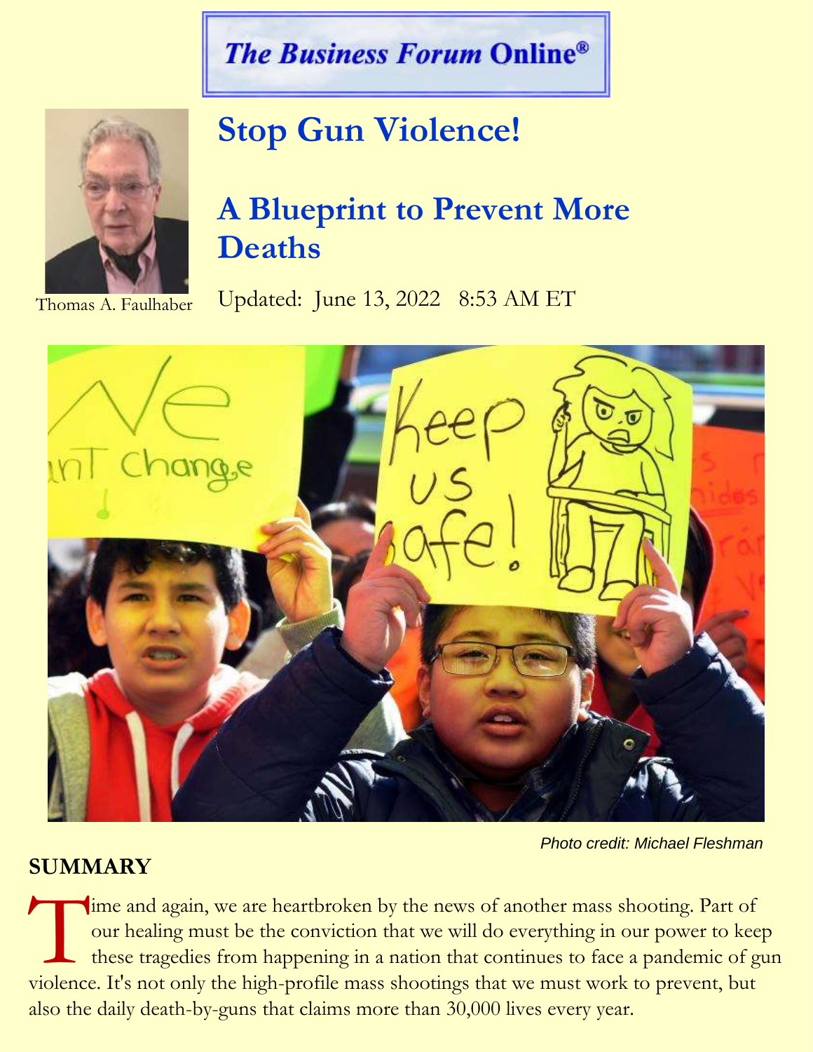The Business Forum Online®

Thomas A. Faulhaber

# Stop Gun Violence!

## A Blueprint to Prevent More Deaths

Updated: June 13, 2022 8:53 AM ET

Photo credit: Michael Fleshman

### SUMMARY

Time and again, we are heartbroken by the news of another mass shooting. Part of our healing must be the conviction that we will do everything in our power to keep these tragedies from happening in a nation that continues to face a pandemic of gun violence. It's not only the high-profile mass shootings that we must work to prevent, but also the daily death-by-guns that claims more than 30,000 lives every year.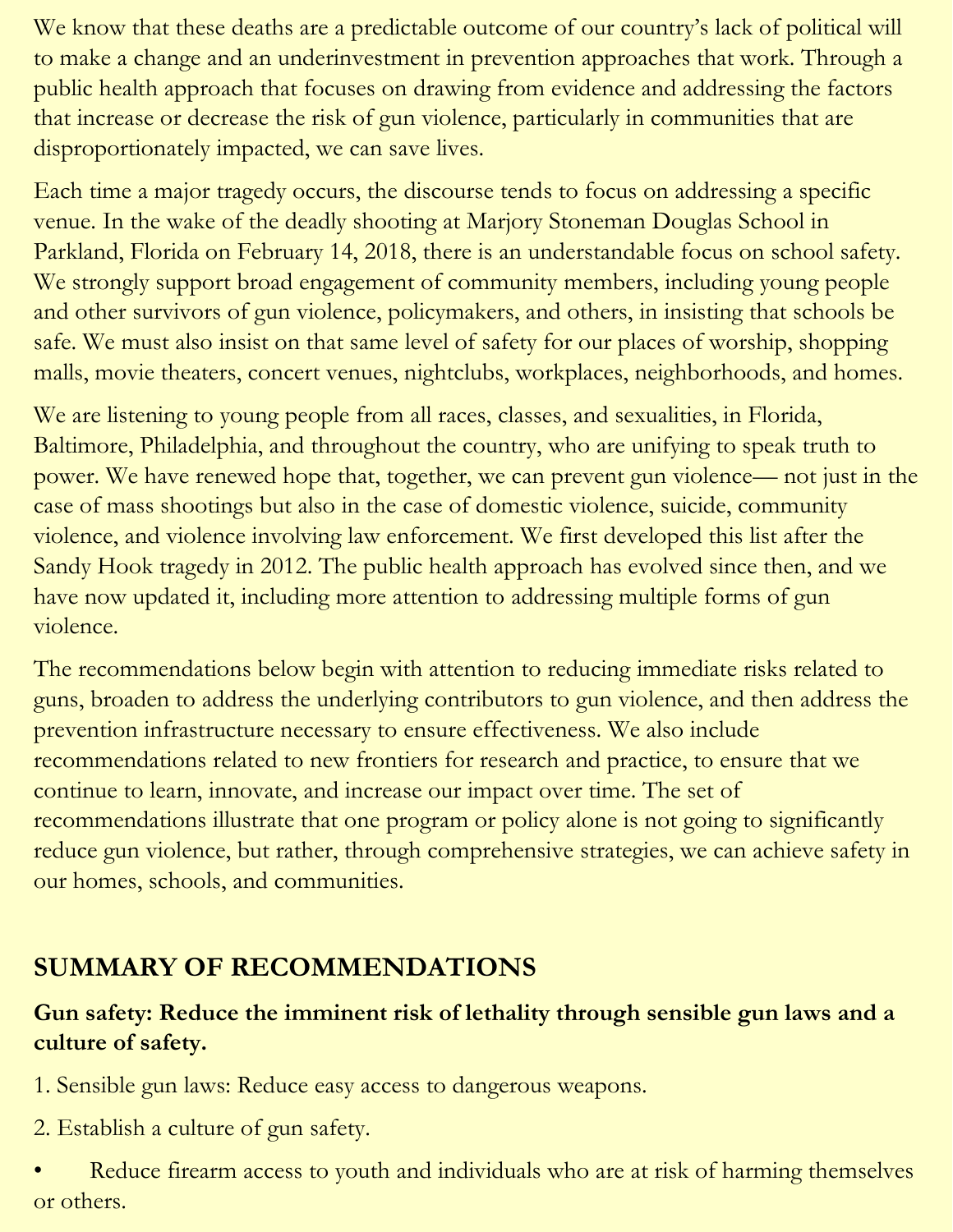We know that these deaths are a predictable outcome of our country's lack of political will to make a change and an underinvestment in prevention approaches that work. Through a public health approach that focuses on drawing from evidence and addressing the factors that increase or decrease the risk of gun violence, particularly in communities that are disproportionately impacted, we can save lives.

Each time a major tragedy occurs, the discourse tends to focus on addressing a specific venue. In the wake of the deadly shooting at Marjory Stoneman Douglas School in Parkland, Florida on February 14, 2018, there is an understandable focus on school safety. We strongly support broad engagement of community members, including young people and other survivors of gun violence, policymakers, and others, in insisting that schools be safe. We must also insist on that same level of safety for our places of worship, shopping malls, movie theaters, concert venues, nightclubs, workplaces, neighborhoods, and homes.

We are listening to young people from all races, classes, and sexualities, in Florida, Baltimore, Philadelphia, and throughout the country, who are unifying to speak truth to power. We have renewed hope that, together, we can prevent gun violence— not just in the case of mass shootings but also in the case of domestic violence, suicide, community violence, and violence involving law enforcement. We first developed this list after the Sandy Hook tragedy in 2012. The public health approach has evolved since then, and we have now updated it, including more attention to addressing multiple forms of gun violence.

The recommendations below begin with attention to reducing immediate risks related to guns, broaden to address the underlying contributors to gun violence, and then address the prevention infrastructure necessary to ensure effectiveness. We also include recommendations related to new frontiers for research and practice, to ensure that we continue to learn, innovate, and increase our impact over time. The set of recommendations illustrate that one program or policy alone is not going to significantly reduce gun violence, but rather, through comprehensive strategies, we can achieve safety in our homes, schools, and communities.

## SUMMARY OF RECOMMENDATIONS

**Gun safety: Reduce the imminent risk of lethality through sensible gun laws and a culture of safety.**

1. Sensible gun laws: Reduce easy access to dangerous weapons.

2. Establish a culture of gun safety.

- Reduce firearm access to youth and individuals who are at risk of harming themselves or others.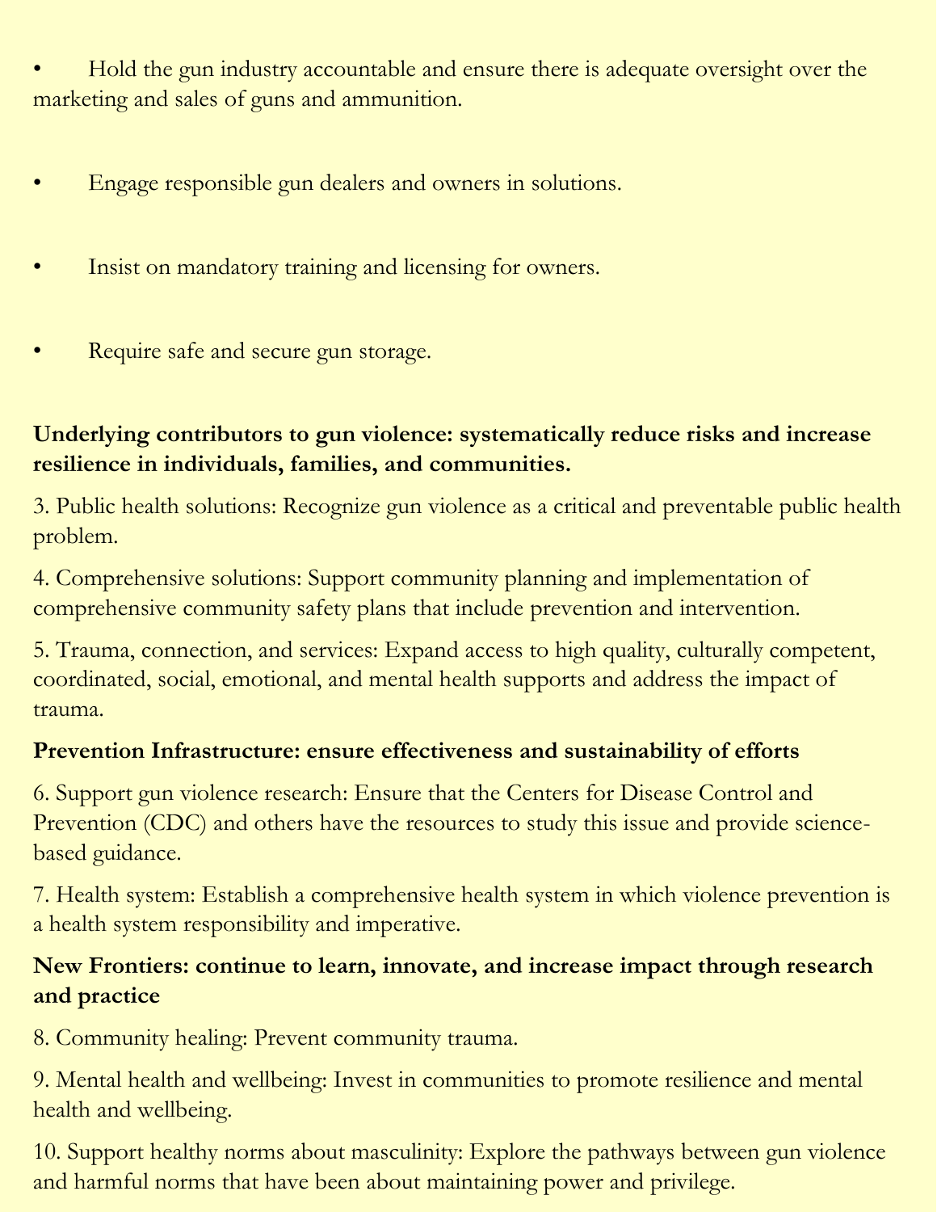- Hold the gun industry accountable and ensure there is adequate oversight over the marketing and sales of guns and ammunition.
- Engage responsible gun dealers and owners in solutions.
- Insist on mandatory training and licensing for owners.
- Require safe and secure gun storage.

**Underlying contributors to gun violence: systematically reduce risks and increase resilience in individuals, families, and communities.**

3. Public health solutions: Recognize gun violence as a critical and preventable public health problem.
4. Comprehensive solutions: Support community planning and implementation of comprehensive community safety plans that include prevention and intervention.
5. Trauma, connection, and services: Expand access to high quality, culturally competent, coordinated, social, emotional, and mental health supports and address the impact of trauma.

**Prevention Infrastructure: ensure effectiveness and sustainability of efforts**

6. Support gun violence research: Ensure that the Centers for Disease Control and Prevention (CDC) and others have the resources to study this issue and provide science-based guidance.
7. Health system: Establish a comprehensive health system in which violence prevention is a health system responsibility and imperative.

**New Frontiers: continue to learn, innovate, and increase impact through research and practice**

8. Community healing: Prevent community trauma.
9. Mental health and wellbeing: Invest in communities to promote resilience and mental health and wellbeing.
10. Support healthy norms about masculinity: Explore the pathways between gun violence and harmful norms that have been about maintaining power and privilege.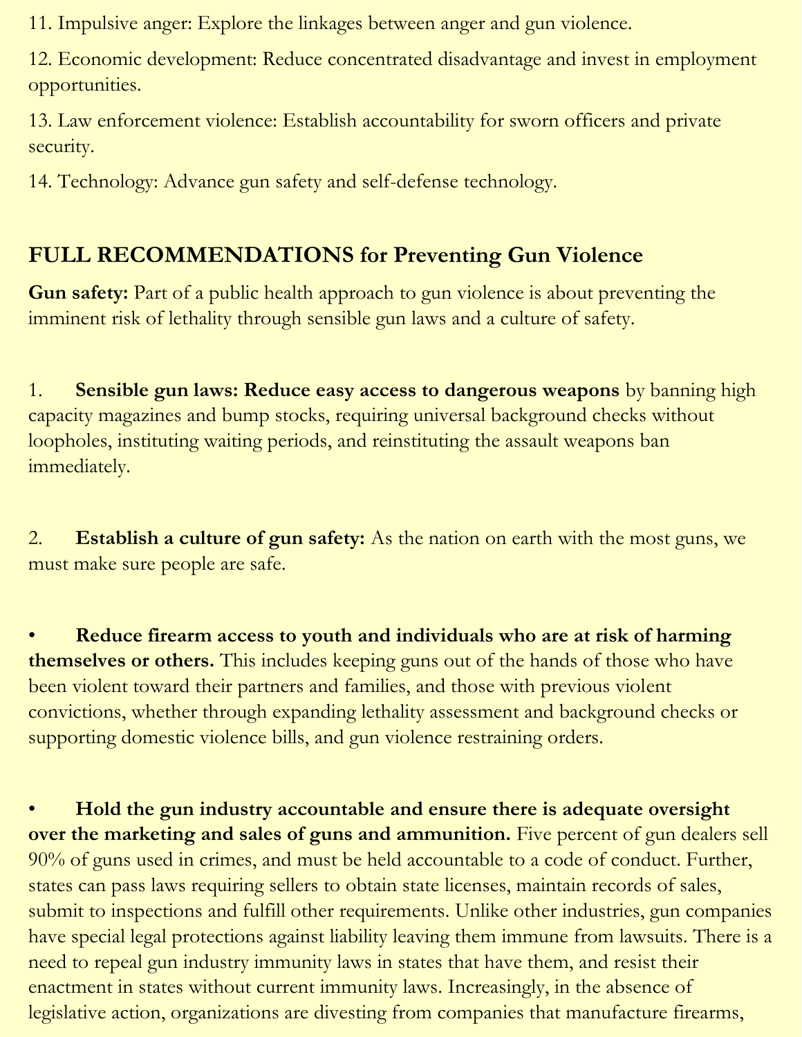11. Impulsive anger: Explore the linkages between anger and gun violence.

12. Economic development: Reduce concentrated disadvantage and invest in employment opportunities.

13. Law enforcement violence: Establish accountability for sworn officers and private security.

14. Technology: Advance gun safety and self-defense technology.

## FULL RECOMMENDATIONS for Preventing Gun Violence

**Gun safety:** Part of a public health approach to gun violence is about preventing the imminent risk of lethality through sensible gun laws and a culture of safety.

1. **Sensible gun laws: Reduce easy access to dangerous weapons** by banning high capacity magazines and bump stocks, requiring universal background checks without loopholes, instituting waiting periods, and reinstituting the assault weapons ban immediately.

2. **Establish a culture of gun safety:** As the nation on earth with the most guns, we must make sure people are safe.

- **Reduce firearm access to youth and individuals who are at risk of harming themselves or others.** This includes keeping guns out of the hands of those who have been violent toward their partners and families, and those with previous violent convictions, whether through expanding lethality assessment and background checks or supporting domestic violence bills, and gun violence restraining orders.

- **Hold the gun industry accountable and ensure there is adequate oversight over the marketing and sales of guns and ammunition.** Five percent of gun dealers sell 90% of guns used in crimes, and must be held accountable to a code of conduct. Further, states can pass laws requiring sellers to obtain state licenses, maintain records of sales, submit to inspections and fulfill other requirements. Unlike other industries, gun companies have special legal protections against liability leaving them immune from lawsuits. There is a need to repeal gun industry immunity laws in states that have them, and resist their enactment in states without current immunity laws. Increasingly, in the absence of legislative action, organizations are divesting from companies that manufacture firearms,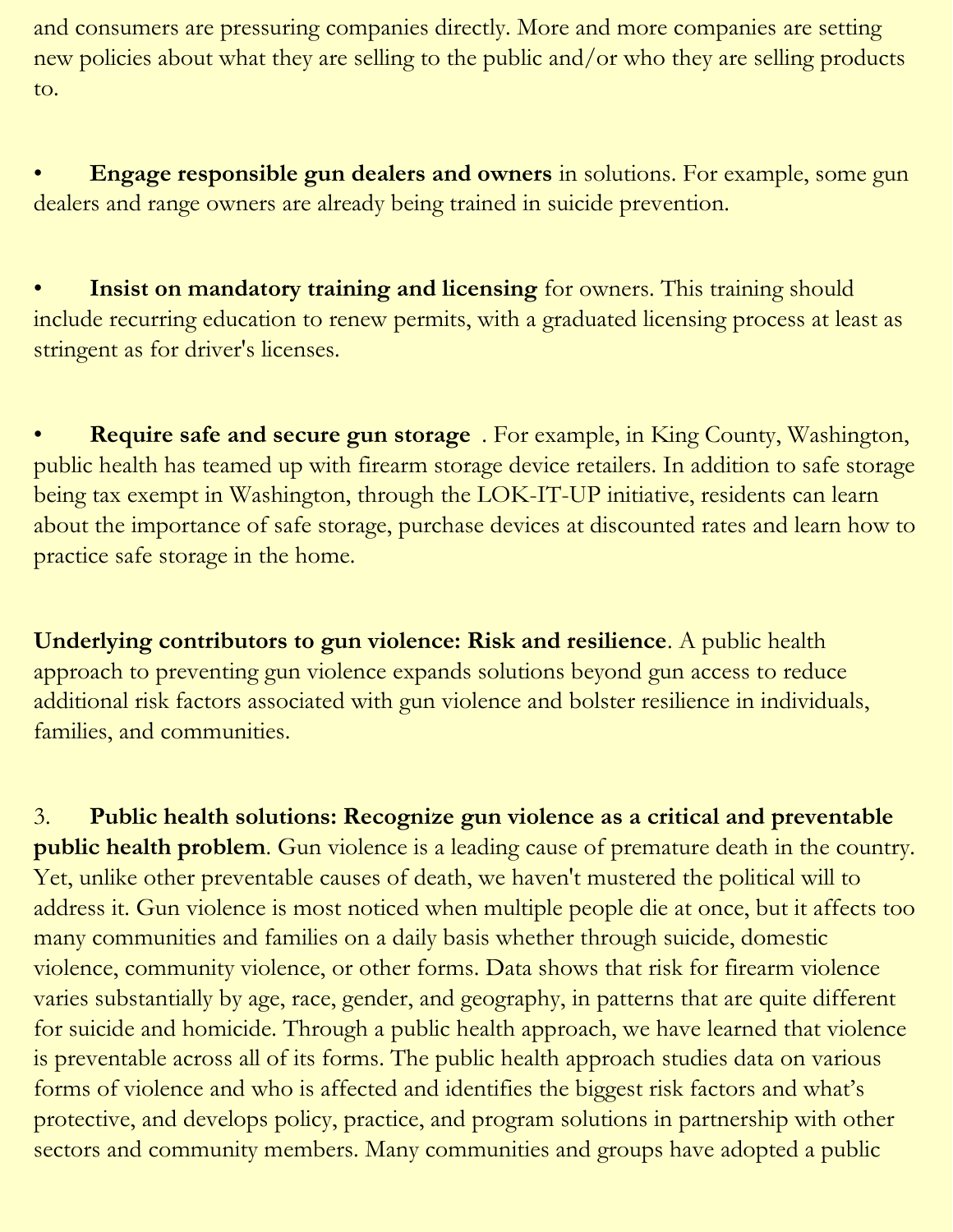and consumers are pressuring companies directly. More and more companies are setting new policies about what they are selling to the public and/or who they are selling products to.

- **Engage responsible gun dealers and owners** in solutions. For example, some gun dealers and range owners are already being trained in suicide prevention.

- **Insist on mandatory training and licensing** for owners. This training should include recurring education to renew permits, with a graduated licensing process at least as stringent as for driver's licenses.

- **Require safe and secure gun storage** . For example, in King County, Washington, public health has teamed up with firearm storage device retailers. In addition to safe storage being tax exempt in Washington, through the LOK-IT-UP initiative, residents can learn about the importance of safe storage, purchase devices at discounted rates and learn how to practice safe storage in the home.

**Underlying contributors to gun violence: Risk and resilience**. A public health approach to preventing gun violence expands solutions beyond gun access to reduce additional risk factors associated with gun violence and bolster resilience in individuals, families, and communities.

3. **Public health solutions: Recognize gun violence as a critical and preventable public health problem**. Gun violence is a leading cause of premature death in the country. Yet, unlike other preventable causes of death, we haven't mustered the political will to address it. Gun violence is most noticed when multiple people die at once, but it affects too many communities and families on a daily basis whether through suicide, domestic violence, community violence, or other forms. Data shows that risk for firearm violence varies substantially by age, race, gender, and geography, in patterns that are quite different for suicide and homicide. Through a public health approach, we have learned that violence is preventable across all of its forms. The public health approach studies data on various forms of violence and who is affected and identifies the biggest risk factors and what's protective, and develops policy, practice, and program solutions in partnership with other sectors and community members. Many communities and groups have adopted a public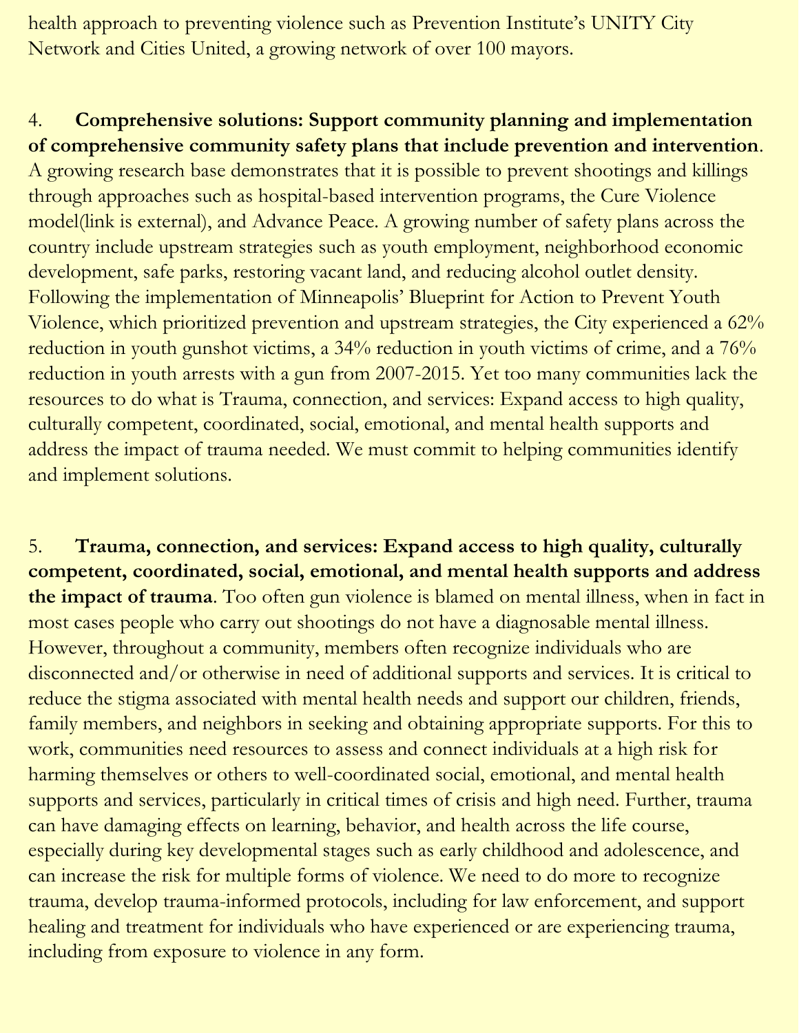health approach to preventing violence such as Prevention Institute's UNITY City Network and Cities United, a growing network of over 100 mayors.

4. **Comprehensive solutions: Support community planning and implementation of comprehensive community safety plans that include prevention and intervention**. A growing research base demonstrates that it is possible to prevent shootings and killings through approaches such as hospital-based intervention programs, the Cure Violence model(link is external), and Advance Peace. A growing number of safety plans across the country include upstream strategies such as youth employment, neighborhood economic development, safe parks, restoring vacant land, and reducing alcohol outlet density. Following the implementation of Minneapolis' Blueprint for Action to Prevent Youth Violence, which prioritized prevention and upstream strategies, the City experienced a 62% reduction in youth gunshot victims, a 34% reduction in youth victims of crime, and a 76% reduction in youth arrests with a gun from 2007-2015. Yet too many communities lack the resources to do what is Trauma, connection, and services: Expand access to high quality, culturally competent, coordinated, social, emotional, and mental health supports and address the impact of trauma needed. We must commit to helping communities identify and implement solutions.

5. **Trauma, connection, and services: Expand access to high quality, culturally competent, coordinated, social, emotional, and mental health supports and address the impact of trauma**. Too often gun violence is blamed on mental illness, when in fact in most cases people who carry out shootings do not have a diagnosable mental illness. However, throughout a community, members often recognize individuals who are disconnected and/or otherwise in need of additional supports and services. It is critical to reduce the stigma associated with mental health needs and support our children, friends, family members, and neighbors in seeking and obtaining appropriate supports. For this to work, communities need resources to assess and connect individuals at a high risk for harming themselves or others to well-coordinated social, emotional, and mental health supports and services, particularly in critical times of crisis and high need. Further, trauma can have damaging effects on learning, behavior, and health across the life course, especially during key developmental stages such as early childhood and adolescence, and can increase the risk for multiple forms of violence. We need to do more to recognize trauma, develop trauma-informed protocols, including for law enforcement, and support healing and treatment for individuals who have experienced or are experiencing trauma, including from exposure to violence in any form.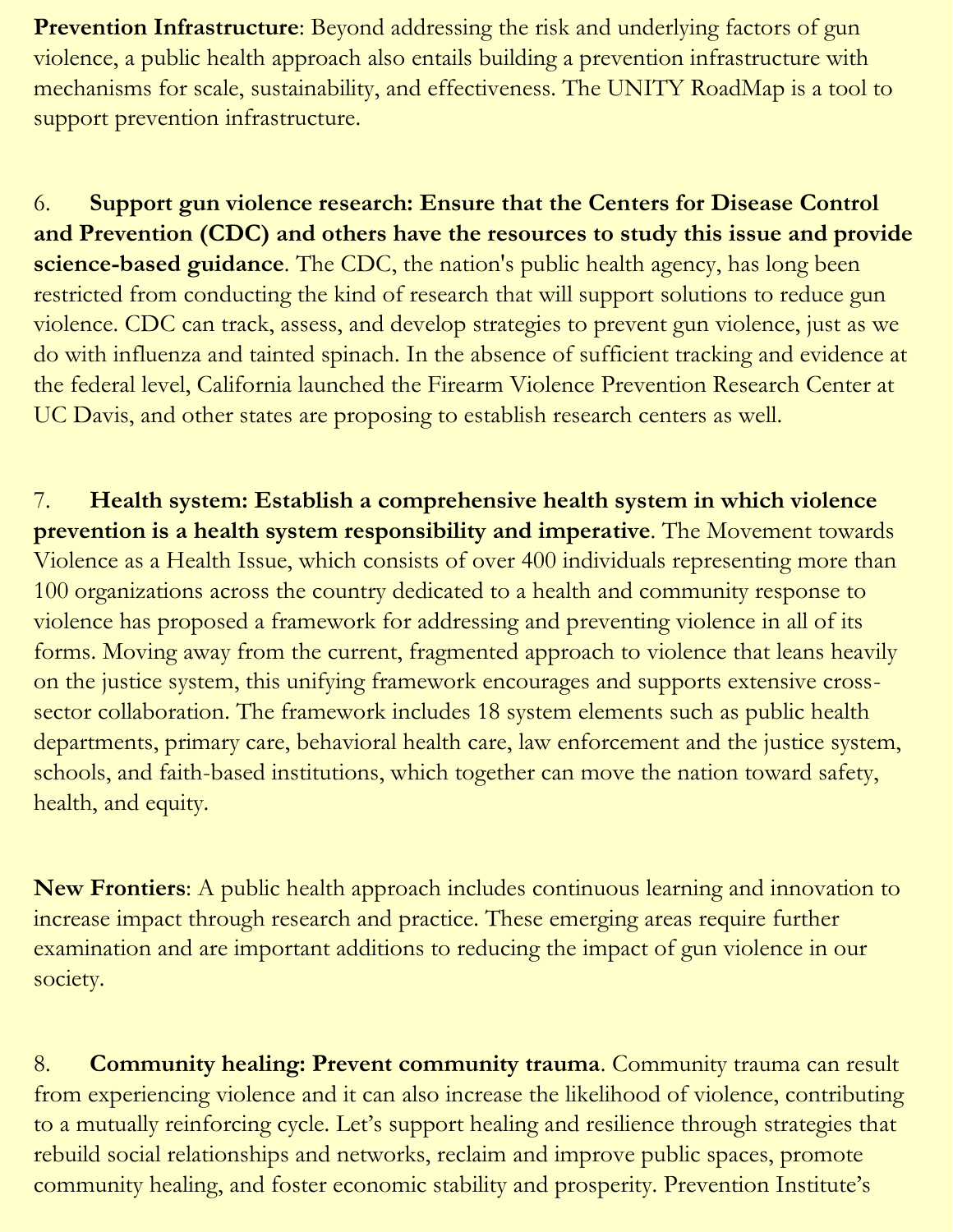**Prevention Infrastructure**: Beyond addressing the risk and underlying factors of gun violence, a public health approach also entails building a prevention infrastructure with mechanisms for scale, sustainability, and effectiveness. The UNITY RoadMap is a tool to support prevention infrastructure.

6. **Support gun violence research: Ensure that the Centers for Disease Control and Prevention (CDC) and others have the resources to study this issue and provide science-based guidance**. The CDC, the nation's public health agency, has long been restricted from conducting the kind of research that will support solutions to reduce gun violence. CDC can track, assess, and develop strategies to prevent gun violence, just as we do with influenza and tainted spinach. In the absence of sufficient tracking and evidence at the federal level, California launched the Firearm Violence Prevention Research Center at UC Davis, and other states are proposing to establish research centers as well.

7. **Health system: Establish a comprehensive health system in which violence prevention is a health system responsibility and imperative**. The Movement towards Violence as a Health Issue, which consists of over 400 individuals representing more than 100 organizations across the country dedicated to a health and community response to violence has proposed a framework for addressing and preventing violence in all of its forms. Moving away from the current, fragmented approach to violence that leans heavily on the justice system, this unifying framework encourages and supports extensive cross-sector collaboration. The framework includes 18 system elements such as public health departments, primary care, behavioral health care, law enforcement and the justice system, schools, and faith-based institutions, which together can move the nation toward safety, health, and equity.

**New Frontiers**: A public health approach includes continuous learning and innovation to increase impact through research and practice. These emerging areas require further examination and are important additions to reducing the impact of gun violence in our society.

8. **Community healing: Prevent community trauma**. Community trauma can result from experiencing violence and it can also increase the likelihood of violence, contributing to a mutually reinforcing cycle. Let's support healing and resilience through strategies that rebuild social relationships and networks, reclaim and improve public spaces, promote community healing, and foster economic stability and prosperity. Prevention Institute's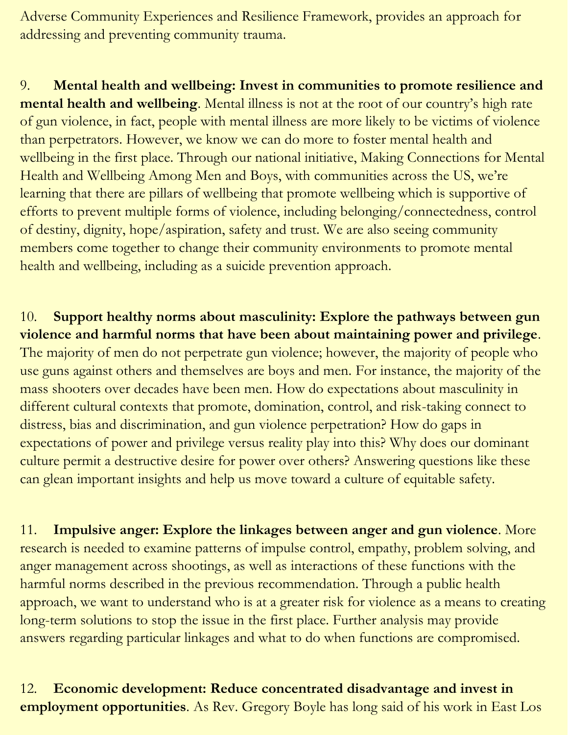Adverse Community Experiences and Resilience Framework, provides an approach for addressing and preventing community trauma.

9. **Mental health and wellbeing: Invest in communities to promote resilience and mental health and wellbeing**. Mental illness is not at the root of our country's high rate of gun violence, in fact, people with mental illness are more likely to be victims of violence than perpetrators. However, we know we can do more to foster mental health and wellbeing in the first place. Through our national initiative, Making Connections for Mental Health and Wellbeing Among Men and Boys, with communities across the US, we're learning that there are pillars of wellbeing that promote wellbeing which is supportive of efforts to prevent multiple forms of violence, including belonging/connectedness, control of destiny, dignity, hope/aspiration, safety and trust. We are also seeing community members come together to change their community environments to promote mental health and wellbeing, including as a suicide prevention approach.

10. **Support healthy norms about masculinity: Explore the pathways between gun violence and harmful norms that have been about maintaining power and privilege**. The majority of men do not perpetrate gun violence; however, the majority of people who use guns against others and themselves are boys and men. For instance, the majority of the mass shooters over decades have been men. How do expectations about masculinity in different cultural contexts that promote, domination, control, and risk-taking connect to distress, bias and discrimination, and gun violence perpetration? How do gaps in expectations of power and privilege versus reality play into this? Why does our dominant culture permit a destructive desire for power over others? Answering questions like these can glean important insights and help us move toward a culture of equitable safety.

11. **Impulsive anger: Explore the linkages between anger and gun violence**. More research is needed to examine patterns of impulse control, empathy, problem solving, and anger management across shootings, as well as interactions of these functions with the harmful norms described in the previous recommendation. Through a public health approach, we want to understand who is at a greater risk for violence as a means to creating long-term solutions to stop the issue in the first place. Further analysis may provide answers regarding particular linkages and what to do when functions are compromised.

12. **Economic development: Reduce concentrated disadvantage and invest in employment opportunities**. As Rev. Gregory Boyle has long said of his work in East Los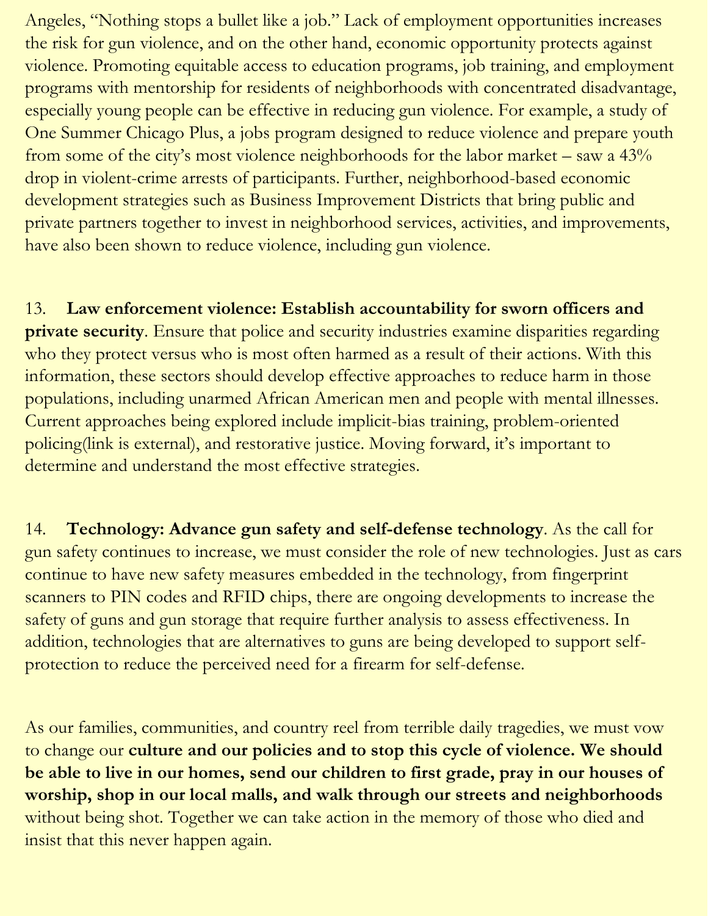Angeles, "Nothing stops a bullet like a job." Lack of employment opportunities increases the risk for gun violence, and on the other hand, economic opportunity protects against violence. Promoting equitable access to education programs, job training, and employment programs with mentorship for residents of neighborhoods with concentrated disadvantage, especially young people can be effective in reducing gun violence. For example, a study of One Summer Chicago Plus, a jobs program designed to reduce violence and prepare youth from some of the city's most violence neighborhoods for the labor market – saw a 43% drop in violent-crime arrests of participants. Further, neighborhood-based economic development strategies such as Business Improvement Districts that bring public and private partners together to invest in neighborhood services, activities, and improvements, have also been shown to reduce violence, including gun violence.

13. **Law enforcement violence: Establish accountability for sworn officers and private security**. Ensure that police and security industries examine disparities regarding who they protect versus who is most often harmed as a result of their actions. With this information, these sectors should develop effective approaches to reduce harm in those populations, including unarmed African American men and people with mental illnesses. Current approaches being explored include implicit-bias training, problem-oriented policing(link is external), and restorative justice. Moving forward, it's important to determine and understand the most effective strategies.

14. **Technology: Advance gun safety and self-defense technology**. As the call for gun safety continues to increase, we must consider the role of new technologies. Just as cars continue to have new safety measures embedded in the technology, from fingerprint scanners to PIN codes and RFID chips, there are ongoing developments to increase the safety of guns and gun storage that require further analysis to assess effectiveness. In addition, technologies that are alternatives to guns are being developed to support self-protection to reduce the perceived need for a firearm for self-defense.

As our families, communities, and country reel from terrible daily tragedies, we must vow to change our **culture and our policies and to stop this cycle of violence. We should be able to live in our homes, send our children to first grade, pray in our houses of worship, shop in our local malls, and walk through our streets and neighborhoods** without being shot. Together we can take action in the memory of those who died and insist that this never happen again.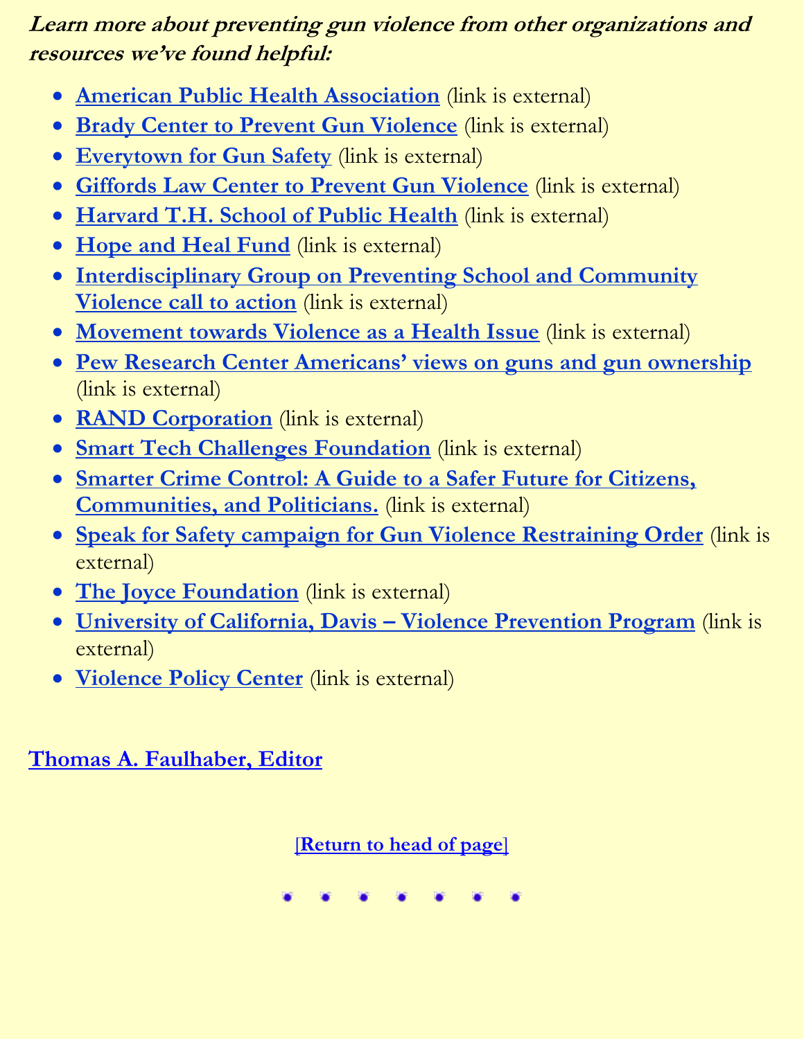***Learn more about preventing gun violence from other organizations and resources we've found helpful:***

- **American Public Health Association** (link is external)
- **Brady Center to Prevent Gun Violence** (link is external)
- **Everytown for Gun Safety** (link is external)
- **Giffords Law Center to Prevent Gun Violence** (link is external)
- **Harvard T.H. School of Public Health** (link is external)
- **Hope and Heal Fund** (link is external)
- **Interdisciplinary Group on Preventing School and Community Violence call to action** (link is external)
- **Movement towards Violence as a Health Issue** (link is external)
- **Pew Research Center Americans' views on guns and gun ownership** (link is external)
- **RAND Corporation** (link is external)
- **Smart Tech Challenges Foundation** (link is external)
- **Smarter Crime Control: A Guide to a Safer Future for Citizens, Communities, and Politicians.** (link is external)
- **Speak for Safety campaign for Gun Violence Restraining Order** (link is external)
- **The Joyce Foundation** (link is external)
- **University of California, Davis – Violence Prevention Program** (link is external)
- **Violence Policy Center** (link is external)

**Thomas A. Faulhaber, Editor**

**[Return to head of page]**